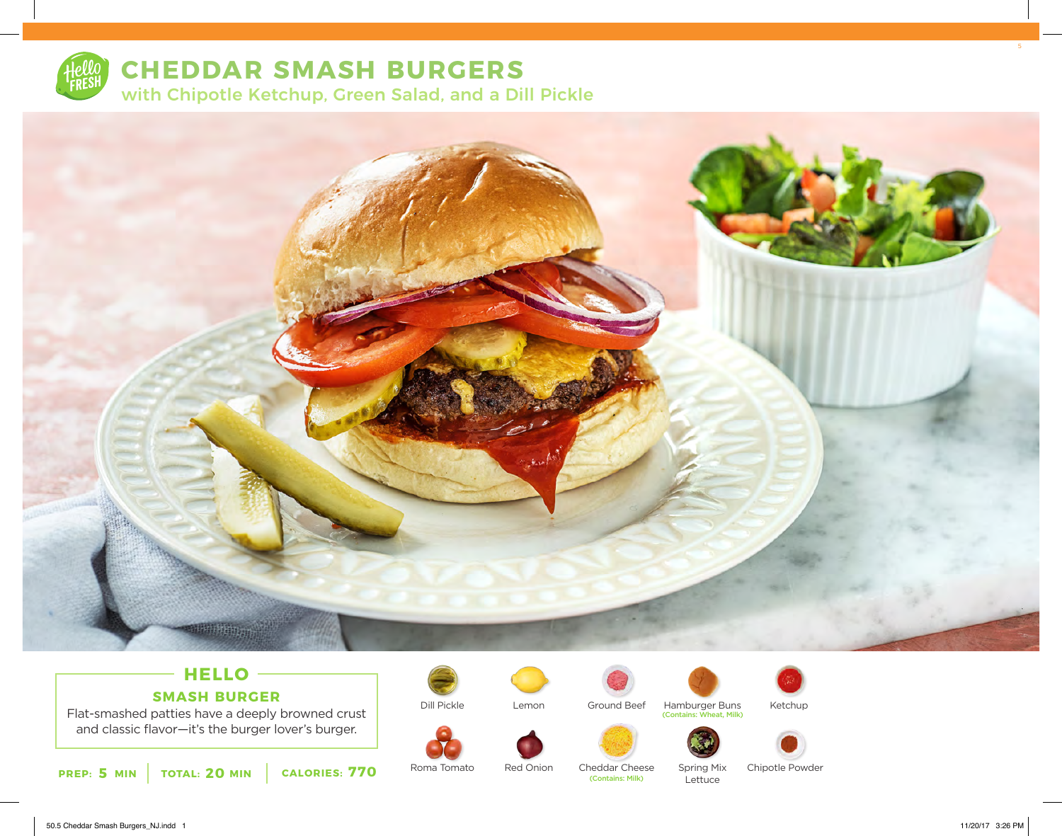# CHEDDAR SMASH BURGERS

## with Chipotle Ketchup, Green Salad, and a Dill Pickle

### HELLO

**SMASH BURGER**

Flat-smashed patties have a deeply browned crust and classic flavor—it's the burger lover's burger.

**PREP: 5 MIN** | **TOTAL: 20 MIN** | **CALORIES: 770**

- Dill Pickle
- Lemon
- Ground Beef
- Hamburger Buns (Contains: Wheat, Milk)
- Ketchup
- Roma Tomato
- Red Onion
- Cheddar Cheese (Contains: Milk)
- Spring Mix Lettuce
- Chipotle Powder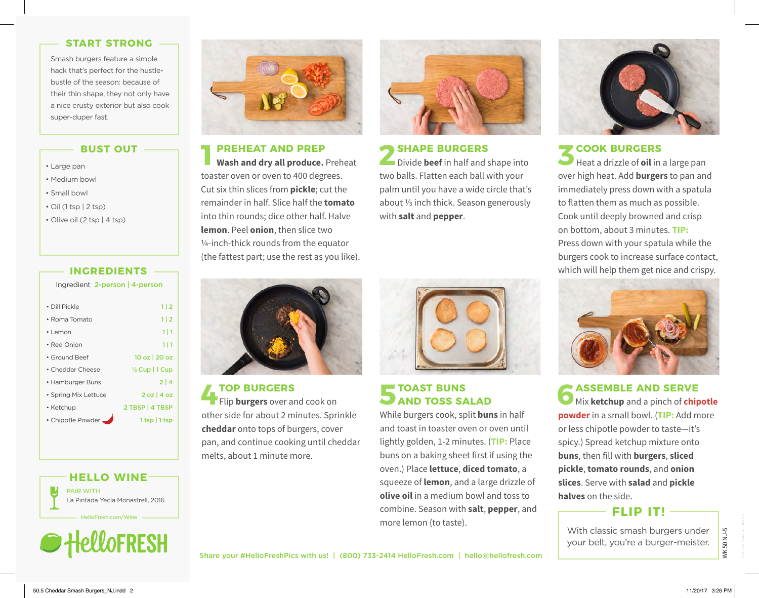## START STRONG

Smash burgers feature a simple hack that's perfect for the hustle-bustle of the season: because of their thin shape, they not only have a nice crusty exterior but also cook super-duper fast.

## BUST OUT

- Large pan
- Medium bowl
- Small bowl
- Oil (1 tsp | 2 tsp)
- Olive oil (2 tsp | 4 tsp)

## INGREDIENTS

| Ingredient | 2-person \| 4-person |
|---|---|
| Dill Pickle | 1 \| 2 |
| Roma Tomato | 1 \| 2 |
| Lemon | 1 \| 1 |
| Red Onion | 1 \| 1 |
| Ground Beef | 10 oz \| 20 oz |
| Cheddar Cheese | ½ Cup \| 1 Cup |
| Hamburger Buns | 2 \| 4 |
| Spring Mix Lettuce | 2 oz \| 4 oz |
| Ketchup | 2 TBSP \| 4 TBSP |
| Chipotle Powder | 1 tsp \| 1 tsp |

## HELLO WINE

PAIR WITH
La Pintada Yecla Monastrell, 2016

HelloFresh.com/Wine

HelloFRESH

### 1 PREHEAT AND PREP

**Wash and dry all produce.** Preheat toaster oven or oven to 400 degrees. Cut six thin slices from **pickle**; cut the remainder in half. Slice half the **tomato** into thin rounds; dice other half. Halve **lemon**. Peel **onion**, then slice two ¼-inch-thick rounds from the equator (the fattest part; use the rest as you like).

### 2 SHAPE BURGERS

Divide **beef** in half and shape into two balls. Flatten each ball with your palm until you have a wide circle that's about ⅓ inch thick. Season generously with **salt** and **pepper**.

### 3 COOK BURGERS

Heat a drizzle of **oil** in a large pan over high heat. Add **burgers** to pan and immediately press down with a spatula to flatten them as much as possible. Cook until deeply browned and crisp on bottom, about 3 minutes. **TIP:** Press down with your spatula while the burgers cook to increase surface contact, which will help them get nice and crispy.

### 4 TOP BURGERS

Flip **burgers** over and cook on other side for about 2 minutes. Sprinkle **cheddar** onto tops of burgers, cover pan, and continue cooking until cheddar melts, about 1 minute more.

### 5 TOAST BUNS AND TOSS SALAD

While burgers cook, split **buns** in half and toast in toaster oven or oven until lightly golden, 1-2 minutes. (**TIP:** Place buns on a baking sheet first if using the oven.) Place **lettuce**, **diced tomato**, a squeeze of **lemon**, and a large drizzle of **olive oil** in a medium bowl and toss to combine. Season with **salt**, **pepper**, and more lemon (to taste).

### 6 ASSEMBLE AND SERVE

Mix **ketchup** and a pinch of **chipotle powder** in a small bowl. (**TIP:** Add more or less chipotle powder to taste—it's spicy.) Spread ketchup mixture onto **buns**, then fill with **burgers**, **sliced pickle**, **tomato rounds**, and **onion slices**. Serve with **salad** and **pickle halves** on the side.

## FLIP IT!

With classic smash burgers under your belt, you're a burger-meister.

Share your #HelloFreshPics with us! | (800) 733-2414 HelloFresh.com | hello@hellofresh.com

WK 50 NJ-5